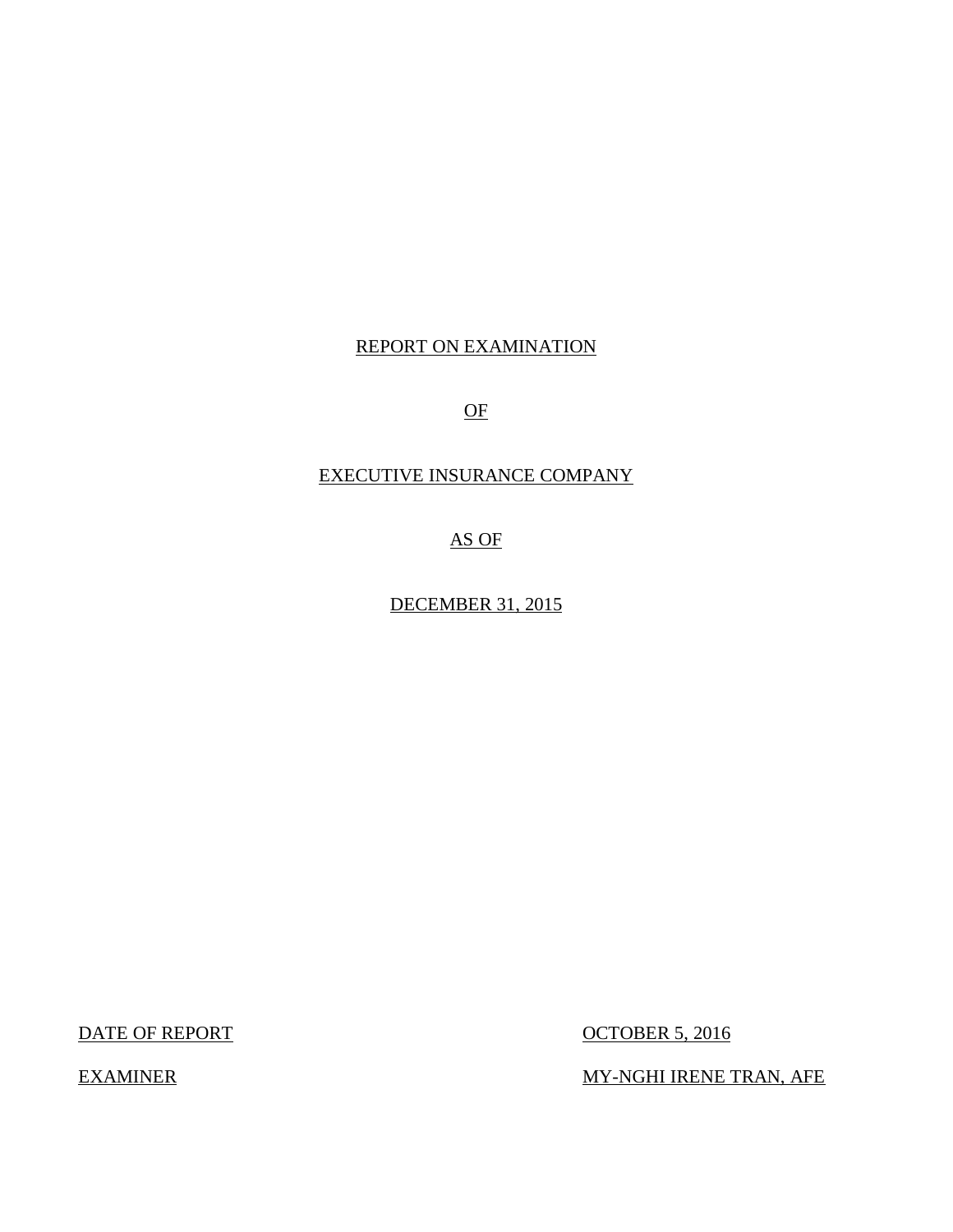REPORT ON EXAMINATION

OF

EXECUTIVE INSURANCE COMPANY

AS OF

DECEMBER 31, 2015

| DATE OF REPORT | OCTOBER 5, 2016 |
| --- | --- |
| EXAMINER | MY-NGHI IRENE TRAN, AFE |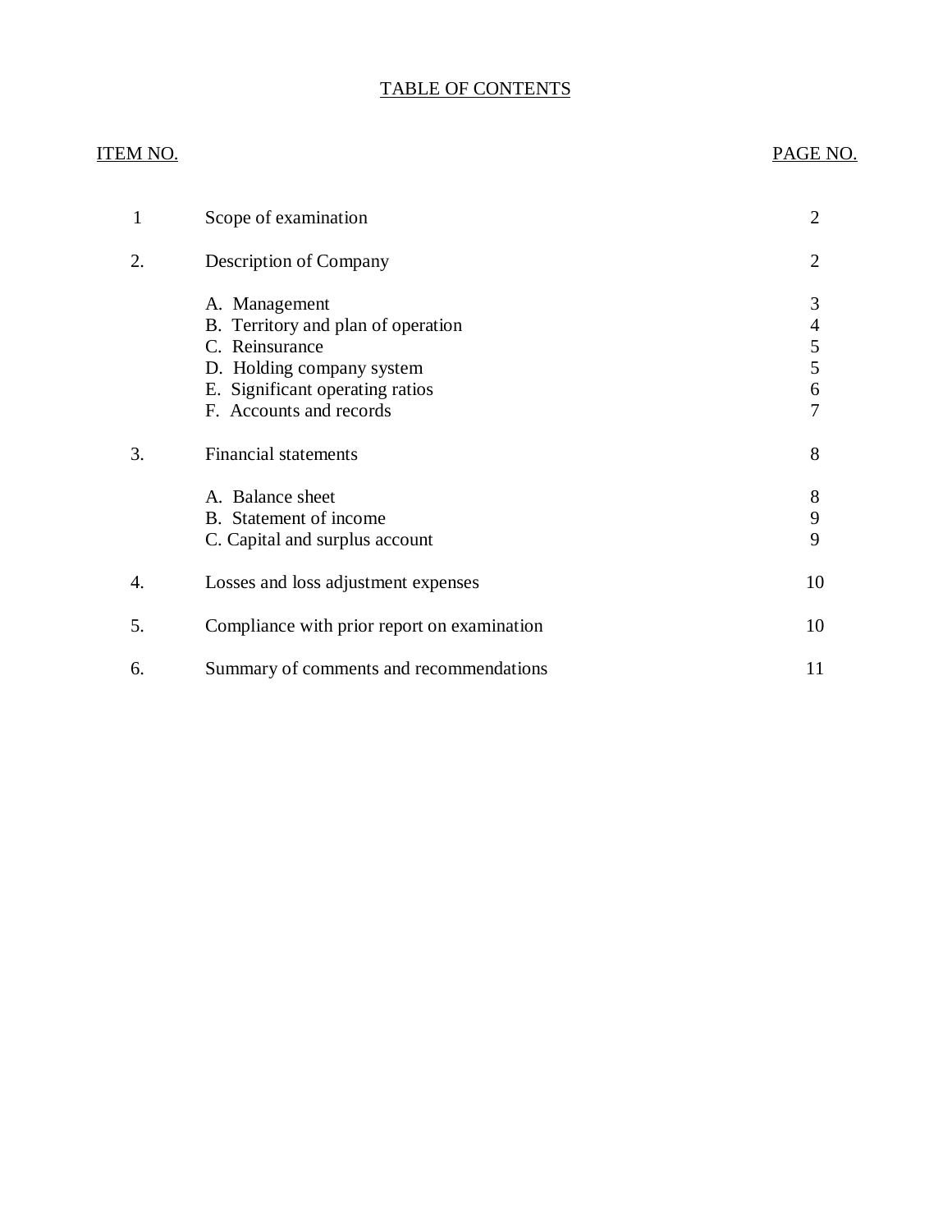# TABLE OF CONTENTS

| ITEM NO. | | PAGE NO. |
|---|---|---|
| 1 | Scope of examination | 2 |
| 2. | Description of Company | 2 |
| | A. Management | 3 |
| | B. Territory and plan of operation | 4 |
| | C. Reinsurance | 5 |
| | D. Holding company system | 5 |
| | E. Significant operating ratios | 6 |
| | F. Accounts and records | 7 |
| 3. | Financial statements | 8 |
| | A. Balance sheet | 8 |
| | B. Statement of income | 9 |
| | C. Capital and surplus account | 9 |
| 4. | Losses and loss adjustment expenses | 10 |
| 5. | Compliance with prior report on examination | 10 |
| 6. | Summary of comments and recommendations | 11 |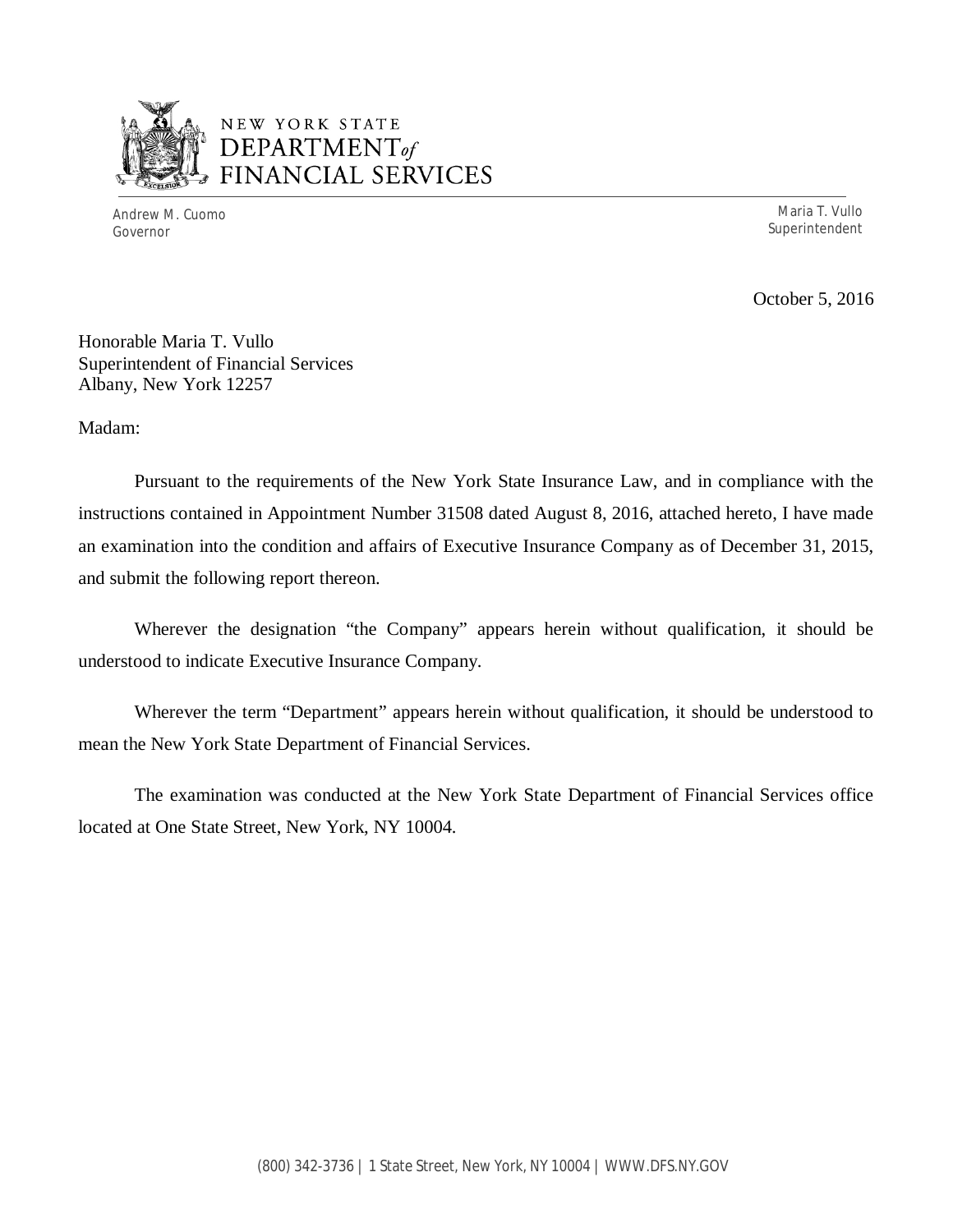NEW YORK STATE
DEPARTMENT *of*
FINANCIAL SERVICES

Andrew M. Cuomo
Governor

Maria T. Vullo
Superintendent

October 5, 2016

Honorable Maria T. Vullo
Superintendent of Financial Services
Albany, New York 12257

Madam:

Pursuant to the requirements of the New York State Insurance Law, and in compliance with the instructions contained in Appointment Number 31508 dated August 8, 2016, attached hereto, I have made an examination into the condition and affairs of Executive Insurance Company as of December 31, 2015, and submit the following report thereon.

Wherever the designation "the Company" appears herein without qualification, it should be understood to indicate Executive Insurance Company.

Wherever the term "Department" appears herein without qualification, it should be understood to mean the New York State Department of Financial Services.

The examination was conducted at the New York State Department of Financial Services office located at One State Street, New York, NY 10004.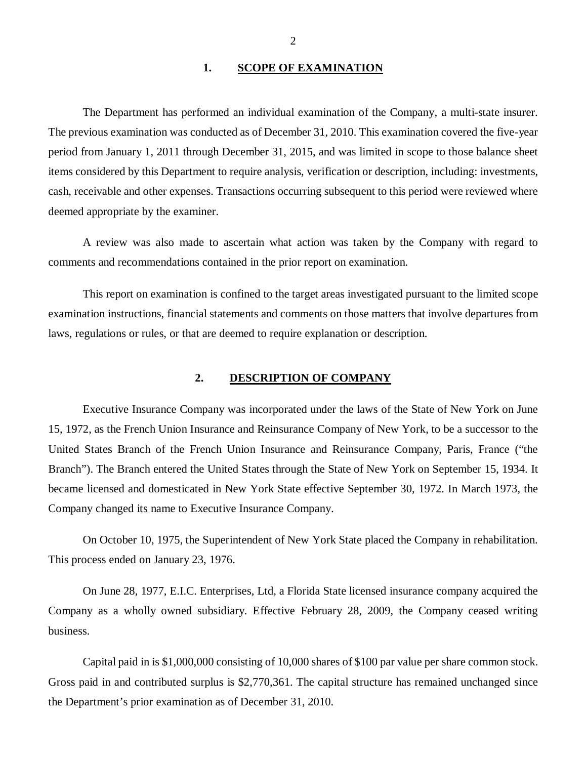## 1. SCOPE OF EXAMINATION

The Department has performed an individual examination of the Company, a multi-state insurer. The previous examination was conducted as of December 31, 2010. This examination covered the five-year period from January 1, 2011 through December 31, 2015, and was limited in scope to those balance sheet items considered by this Department to require analysis, verification or description, including: investments, cash, receivable and other expenses. Transactions occurring subsequent to this period were reviewed where deemed appropriate by the examiner.

A review was also made to ascertain what action was taken by the Company with regard to comments and recommendations contained in the prior report on examination.

This report on examination is confined to the target areas investigated pursuant to the limited scope examination instructions, financial statements and comments on those matters that involve departures from laws, regulations or rules, or that are deemed to require explanation or description.

## 2. DESCRIPTION OF COMPANY

Executive Insurance Company was incorporated under the laws of the State of New York on June 15, 1972, as the French Union Insurance and Reinsurance Company of New York, to be a successor to the United States Branch of the French Union Insurance and Reinsurance Company, Paris, France ("the Branch"). The Branch entered the United States through the State of New York on September 15, 1934. It became licensed and domesticated in New York State effective September 30, 1972. In March 1973, the Company changed its name to Executive Insurance Company.

On October 10, 1975, the Superintendent of New York State placed the Company in rehabilitation. This process ended on January 23, 1976.

On June 28, 1977, E.I.C. Enterprises, Ltd, a Florida State licensed insurance company acquired the Company as a wholly owned subsidiary. Effective February 28, 2009, the Company ceased writing business.

Capital paid in is $1,000,000 consisting of 10,000 shares of $100 par value per share common stock. Gross paid in and contributed surplus is $2,770,361. The capital structure has remained unchanged since the Department's prior examination as of December 31, 2010.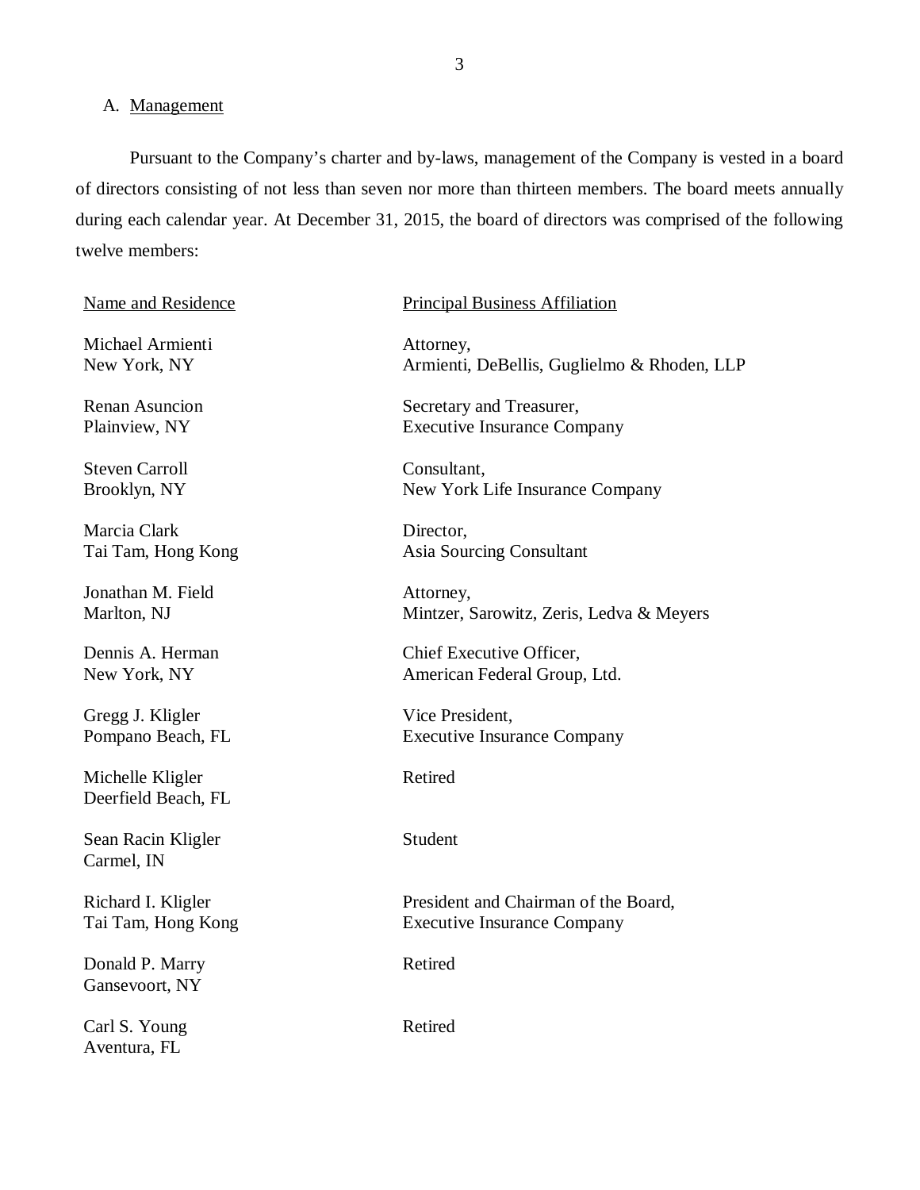## A. Management

Pursuant to the Company's charter and by-laws, management of the Company is vested in a board of directors consisting of not less than seven nor more than thirteen members. The board meets annually during each calendar year. At December 31, 2015, the board of directors was comprised of the following twelve members:

| Name and Residence | Principal Business Affiliation |
| --- | --- |
| Michael Armienti<br>New York, NY | Attorney,<br>Armienti, DeBellis, Guglielmo & Rhoden, LLP |
| Renan Asuncion<br>Plainview, NY | Secretary and Treasurer,<br>Executive Insurance Company |
| Steven Carroll<br>Brooklyn, NY | Consultant,<br>New York Life Insurance Company |
| Marcia Clark<br>Tai Tam, Hong Kong | Director,<br>Asia Sourcing Consultant |
| Jonathan M. Field<br>Marlton, NJ | Attorney,<br>Mintzer, Sarowitz, Zeris, Ledva & Meyers |
| Dennis A. Herman<br>New York, NY | Chief Executive Officer,<br>American Federal Group, Ltd. |
| Gregg J. Kligler<br>Pompano Beach, FL | Vice President,<br>Executive Insurance Company |
| Michelle Kligler<br>Deerfield Beach, FL | Retired |
| Sean Racin Kligler<br>Carmel, IN | Student |
| Richard I. Kligler<br>Tai Tam, Hong Kong | President and Chairman of the Board,<br>Executive Insurance Company |
| Donald P. Marry<br>Gansevoort, NY | Retired |
| Carl S. Young<br>Aventura, FL | Retired |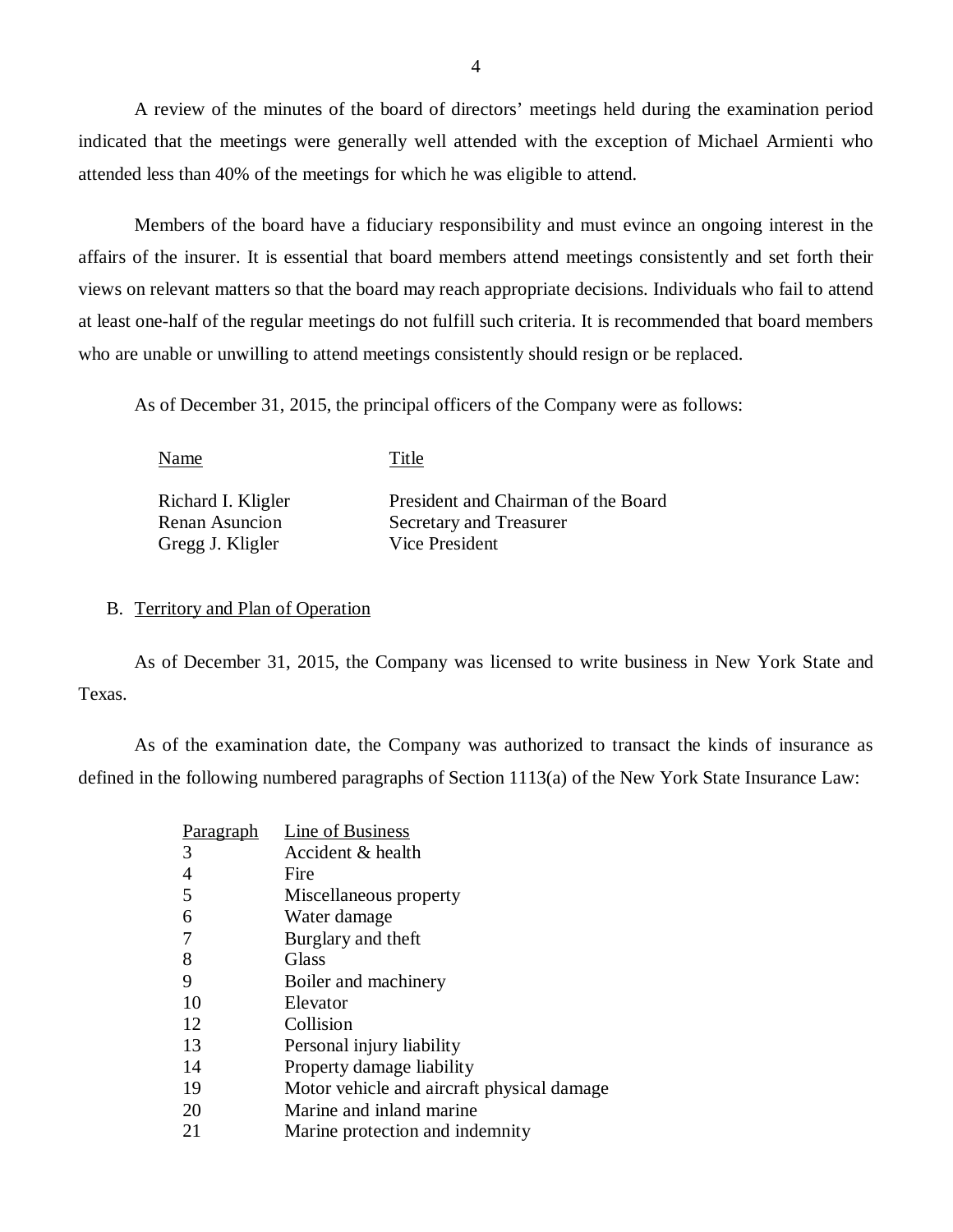A review of the minutes of the board of directors' meetings held during the examination period indicated that the meetings were generally well attended with the exception of Michael Armienti who attended less than 40% of the meetings for which he was eligible to attend.

Members of the board have a fiduciary responsibility and must evince an ongoing interest in the affairs of the insurer. It is essential that board members attend meetings consistently and set forth their views on relevant matters so that the board may reach appropriate decisions. Individuals who fail to attend at least one-half of the regular meetings do not fulfill such criteria. It is recommended that board members who are unable or unwilling to attend meetings consistently should resign or be replaced.

As of December 31, 2015, the principal officers of the Company were as follows:

| Name | Title |
|---|---|
| Richard I. Kligler | President and Chairman of the Board |
| Renan Asuncion | Secretary and Treasurer |
| Gregg J. Kligler | Vice President |

## B. Territory and Plan of Operation

As of December 31, 2015, the Company was licensed to write business in New York State and Texas.

As of the examination date, the Company was authorized to transact the kinds of insurance as defined in the following numbered paragraphs of Section 1113(a) of the New York State Insurance Law:

| Paragraph | Line of Business |
|---|---|
| 3 | Accident & health |
| 4 | Fire |
| 5 | Miscellaneous property |
| 6 | Water damage |
| 7 | Burglary and theft |
| 8 | Glass |
| 9 | Boiler and machinery |
| 10 | Elevator |
| 12 | Collision |
| 13 | Personal injury liability |
| 14 | Property damage liability |
| 19 | Motor vehicle and aircraft physical damage |
| 20 | Marine and inland marine |
| 21 | Marine protection and indemnity |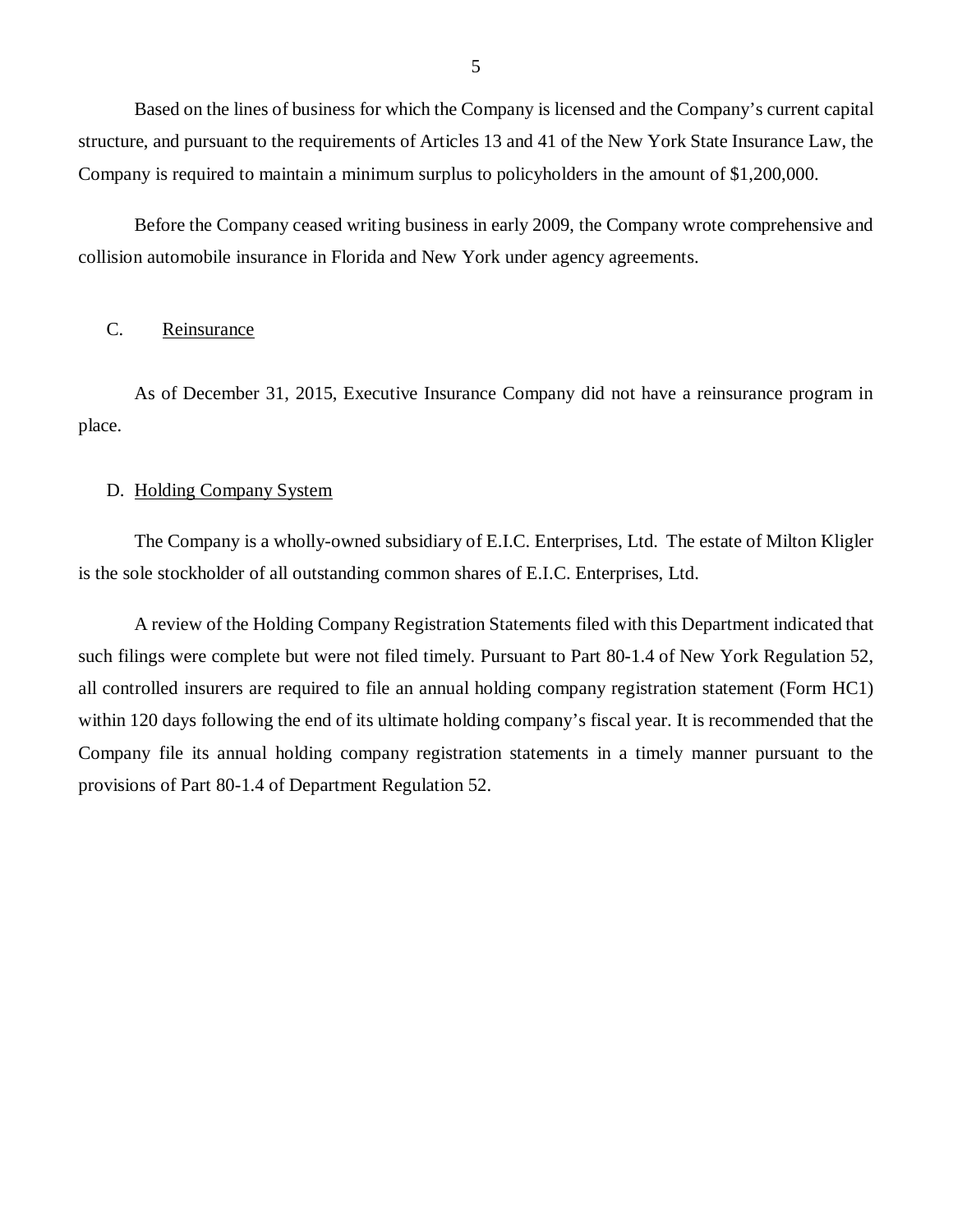Based on the lines of business for which the Company is licensed and the Company's current capital structure, and pursuant to the requirements of Articles 13 and 41 of the New York State Insurance Law, the Company is required to maintain a minimum surplus to policyholders in the amount of $1,200,000.

Before the Company ceased writing business in early 2009, the Company wrote comprehensive and collision automobile insurance in Florida and New York under agency agreements.

## C. Reinsurance

As of December 31, 2015, Executive Insurance Company did not have a reinsurance program in place.

## D. Holding Company System

The Company is a wholly-owned subsidiary of E.I.C. Enterprises, Ltd. The estate of Milton Kligler is the sole stockholder of all outstanding common shares of E.I.C. Enterprises, Ltd.

A review of the Holding Company Registration Statements filed with this Department indicated that such filings were complete but were not filed timely. Pursuant to Part 80-1.4 of New York Regulation 52, all controlled insurers are required to file an annual holding company registration statement (Form HC1) within 120 days following the end of its ultimate holding company's fiscal year. It is recommended that the Company file its annual holding company registration statements in a timely manner pursuant to the provisions of Part 80-1.4 of Department Regulation 52.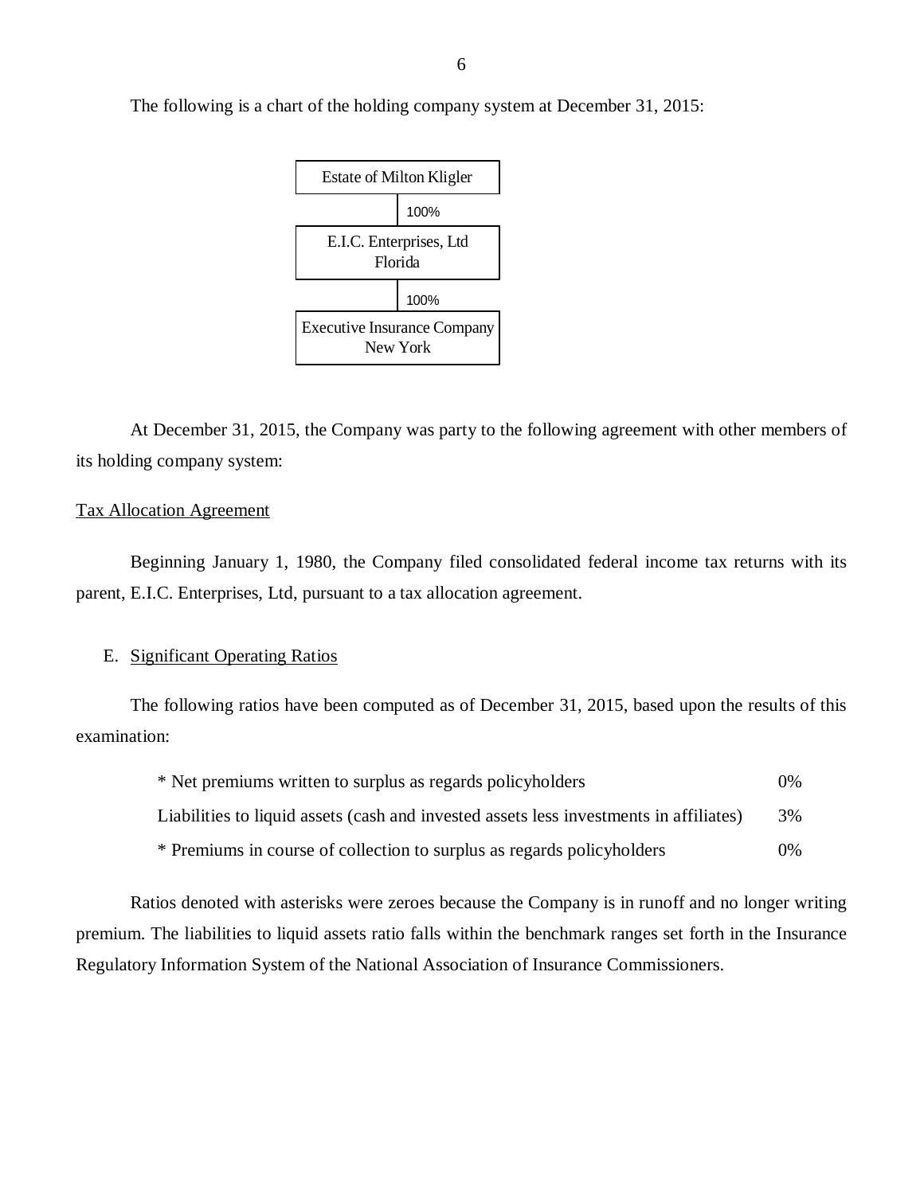The following is a chart of the holding company system at December 31, 2015:

Estate of Milton Kligler

100%

E.I.C. Enterprises, Ltd
Florida

100%

Executive Insurance Company
New York

At December 31, 2015, the Company was party to the following agreement with other members of its holding company system:

Tax Allocation Agreement

Beginning January 1, 1980, the Company filed consolidated federal income tax returns with its parent, E.I.C. Enterprises, Ltd, pursuant to a tax allocation agreement.

E. Significant Operating Ratios

The following ratios have been computed as of December 31, 2015, based upon the results of this examination:

| | |
|---|---|
| * Net premiums written to surplus as regards policyholders | 0% |
| Liabilities to liquid assets (cash and invested assets less investments in affiliates) | 3% |
| * Premiums in course of collection to surplus as regards policyholders | 0% |

Ratios denoted with asterisks were zeroes because the Company is in runoff and no longer writing premium. The liabilities to liquid assets ratio falls within the benchmark ranges set forth in the Insurance Regulatory Information System of the National Association of Insurance Commissioners.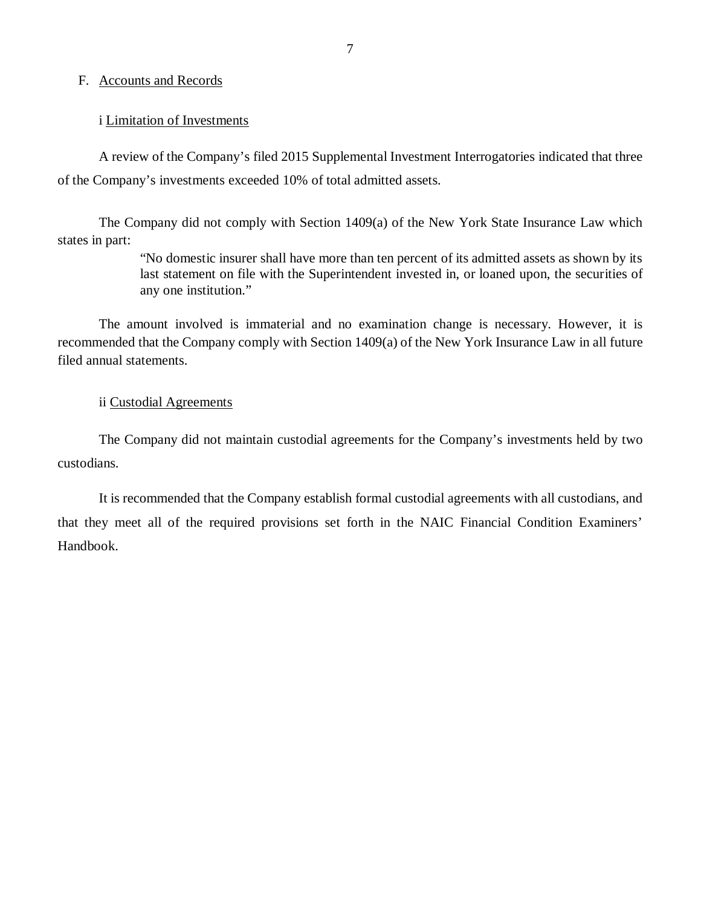## F. Accounts and Records

### i Limitation of Investments

A review of the Company's filed 2015 Supplemental Investment Interrogatories indicated that three of the Company's investments exceeded 10% of total admitted assets.

The Company did not comply with Section 1409(a) of the New York State Insurance Law which states in part:

> "No domestic insurer shall have more than ten percent of its admitted assets as shown by its last statement on file with the Superintendent invested in, or loaned upon, the securities of any one institution."

The amount involved is immaterial and no examination change is necessary. However, it is recommended that the Company comply with Section 1409(a) of the New York Insurance Law in all future filed annual statements.

### ii Custodial Agreements

The Company did not maintain custodial agreements for the Company's investments held by two custodians.

It is recommended that the Company establish formal custodial agreements with all custodians, and that they meet all of the required provisions set forth in the NAIC Financial Condition Examiners' Handbook.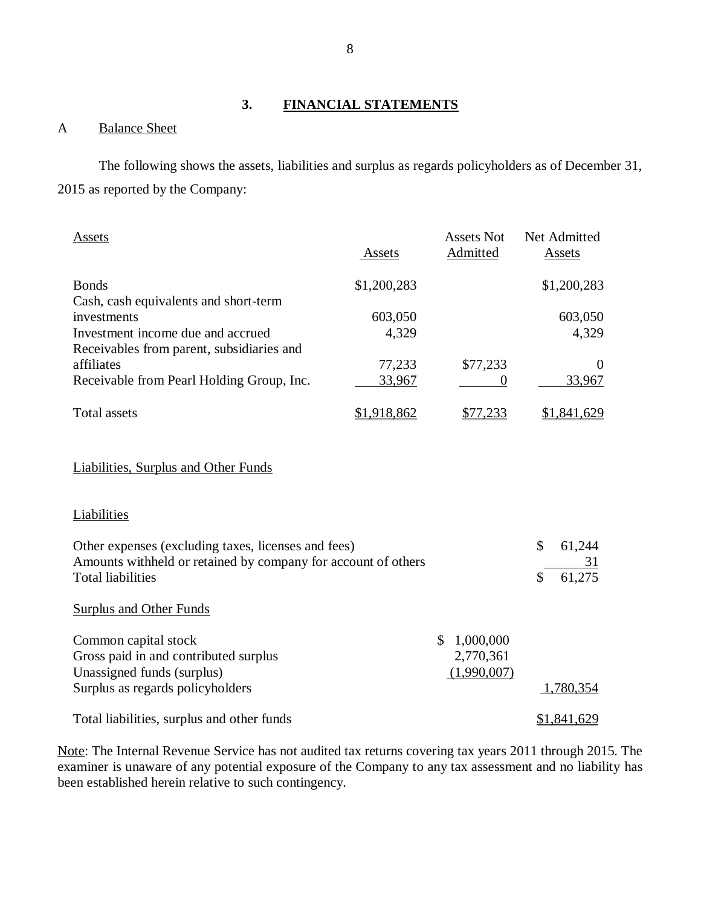## 3. FINANCIAL STATEMENTS

### A Balance Sheet

The following shows the assets, liabilities and surplus as regards policyholders as of December 31, 2015 as reported by the Company:

| Assets | Assets | Assets Not Admitted | Net Admitted Assets |
|---|---|---|---|
| Bonds | $1,200,283 | | $1,200,283 |
| Cash, cash equivalents and short-term investments | 603,050 | | 603,050 |
| Investment income due and accrued | 4,329 | | 4,329 |
| Receivables from parent, subsidiaries and affiliates | 77,233 | $77,233 | 0 |
| Receivable from Pearl Holding Group, Inc. | 33,967 | 0 | 33,967 |
| Total assets | $1,918,862 | $77,233 | $1,841,629 |

Liabilities, Surplus and Other Funds

| Liabilities | | |
|---|---|---|
| Other expenses (excluding taxes, licenses and fees) | | $ 61,244 |
| Amounts withheld or retained by company for account of others | | 31 |
| Total liabilities | | $ 61,275 |
| **Surplus and Other Funds** | | |
| Common capital stock | $ 1,000,000 | |
| Gross paid in and contributed surplus | 2,770,361 | |
| Unassigned funds (surplus) | (1,990,007) | |
| Surplus as regards policyholders | | 1,780,354 |
| Total liabilities, surplus and other funds | | $1,841,629 |

Note: The Internal Revenue Service has not audited tax returns covering tax years 2011 through 2015. The examiner is unaware of any potential exposure of the Company to any tax assessment and no liability has been established herein relative to such contingency.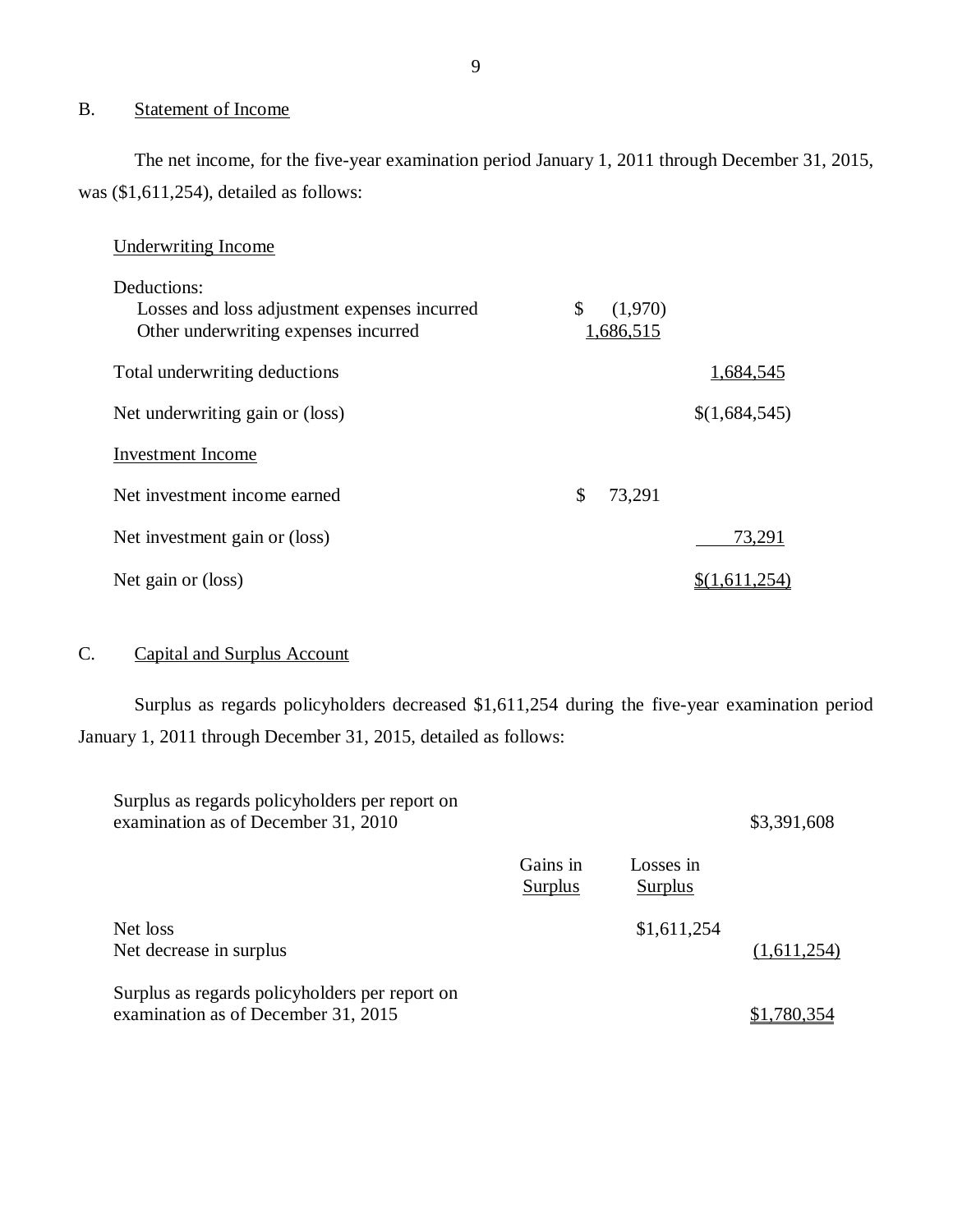## B. Statement of Income

The net income, for the five-year examination period January 1, 2011 through December 31, 2015, was ($1,611,254), detailed as follows:

| | | |
|---|---|---|
| Underwriting Income | | |
| Deductions: | | |
| Losses and loss adjustment expenses incurred | $ (1,970) | |
| Other underwriting expenses incurred | 1,686,515 | |
| Total underwriting deductions | | 1,684,545 |
| Net underwriting gain or (loss) | | $(1,684,545) |
| Investment Income | | |
| Net investment income earned | $ 73,291 | |
| Net investment gain or (loss) | | 73,291 |
| Net gain or (loss) | | $(1,611,254) |

## C. Capital and Surplus Account

Surplus as regards policyholders decreased $1,611,254 during the five-year examination period January 1, 2011 through December 31, 2015, detailed as follows:

| | Gains in Surplus | Losses in Surplus | |
|---|---|---|---|
| Surplus as regards policyholders per report on examination as of December 31, 2010 | | | $3,391,608 |
| Net loss | | $1,611,254 | |
| Net decrease in surplus | | | (1,611,254) |
| Surplus as regards policyholders per report on examination as of December 31, 2015 | | | $1,780,354 |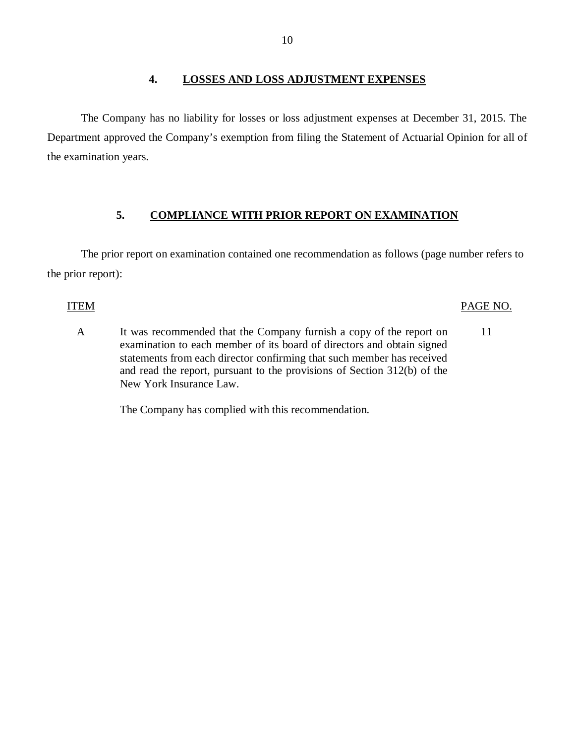## 4. LOSSES AND LOSS ADJUSTMENT EXPENSES

The Company has no liability for losses or loss adjustment expenses at December 31, 2015. The Department approved the Company's exemption from filing the Statement of Actuarial Opinion for all of the examination years.

## 5. COMPLIANCE WITH PRIOR REPORT ON EXAMINATION

The prior report on examination contained one recommendation as follows (page number refers to the prior report):

| ITEM | | PAGE NO. |
|---|---|---|
| A | It was recommended that the Company furnish a copy of the report on examination to each member of its board of directors and obtain signed statements from each director confirming that such member has received and read the report, pursuant to the provisions of Section 312(b) of the New York Insurance Law. | 11 |
| | The Company has complied with this recommendation. | |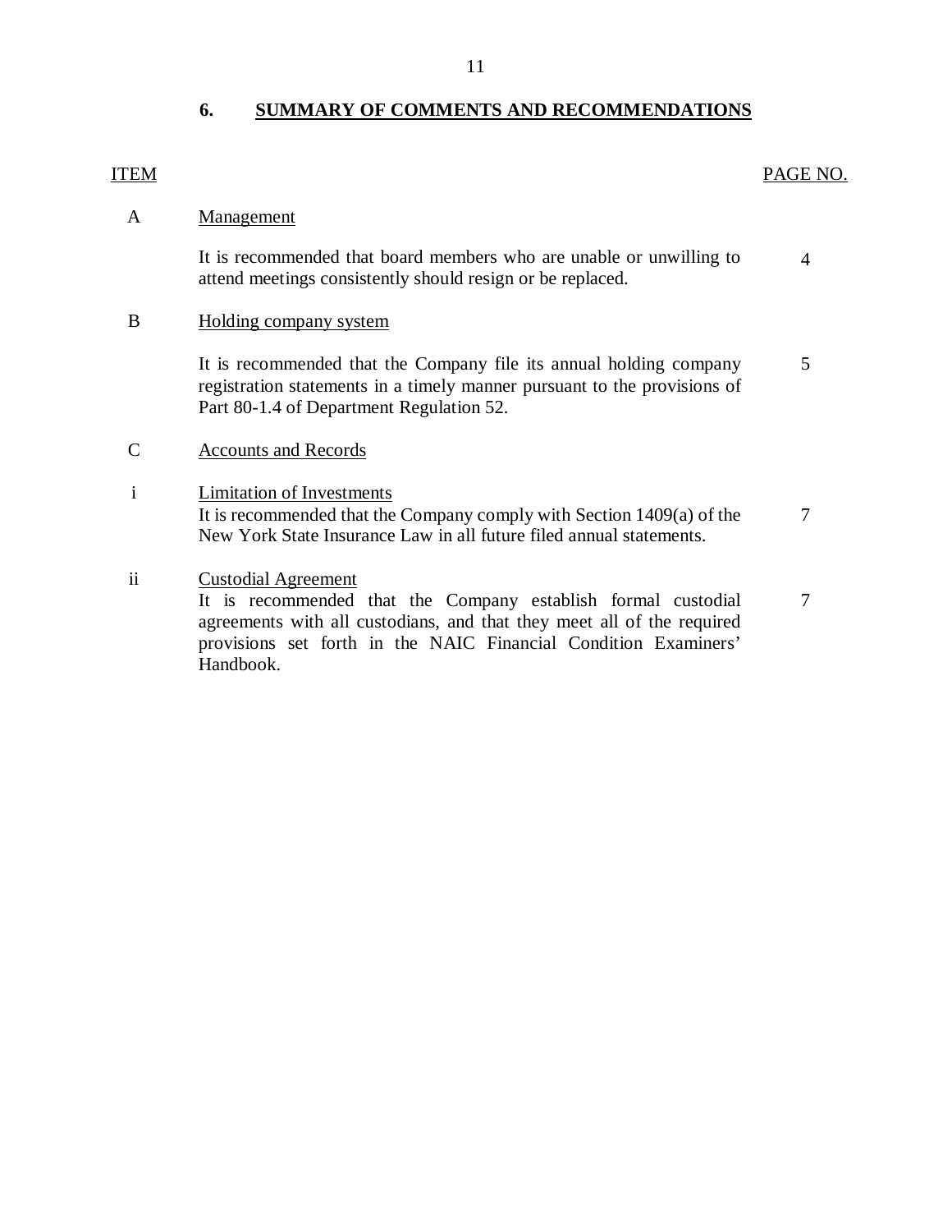## 6. SUMMARY OF COMMENTS AND RECOMMENDATIONS

| ITEM | | PAGE NO. |
|---|---|---|
| A | Management | |
| | It is recommended that board members who are unable or unwilling to attend meetings consistently should resign or be replaced. | 4 |
| B | Holding company system | |
| | It is recommended that the Company file its annual holding company registration statements in a timely manner pursuant to the provisions of Part 80-1.4 of Department Regulation 52. | 5 |
| C | Accounts and Records | |
| i | Limitation of Investments<br>It is recommended that the Company comply with Section 1409(a) of the New York State Insurance Law in all future filed annual statements. | 7 |
| ii | Custodial Agreement<br>It is recommended that the Company establish formal custodial agreements with all custodians, and that they meet all of the required provisions set forth in the NAIC Financial Condition Examiners' Handbook. | 7 |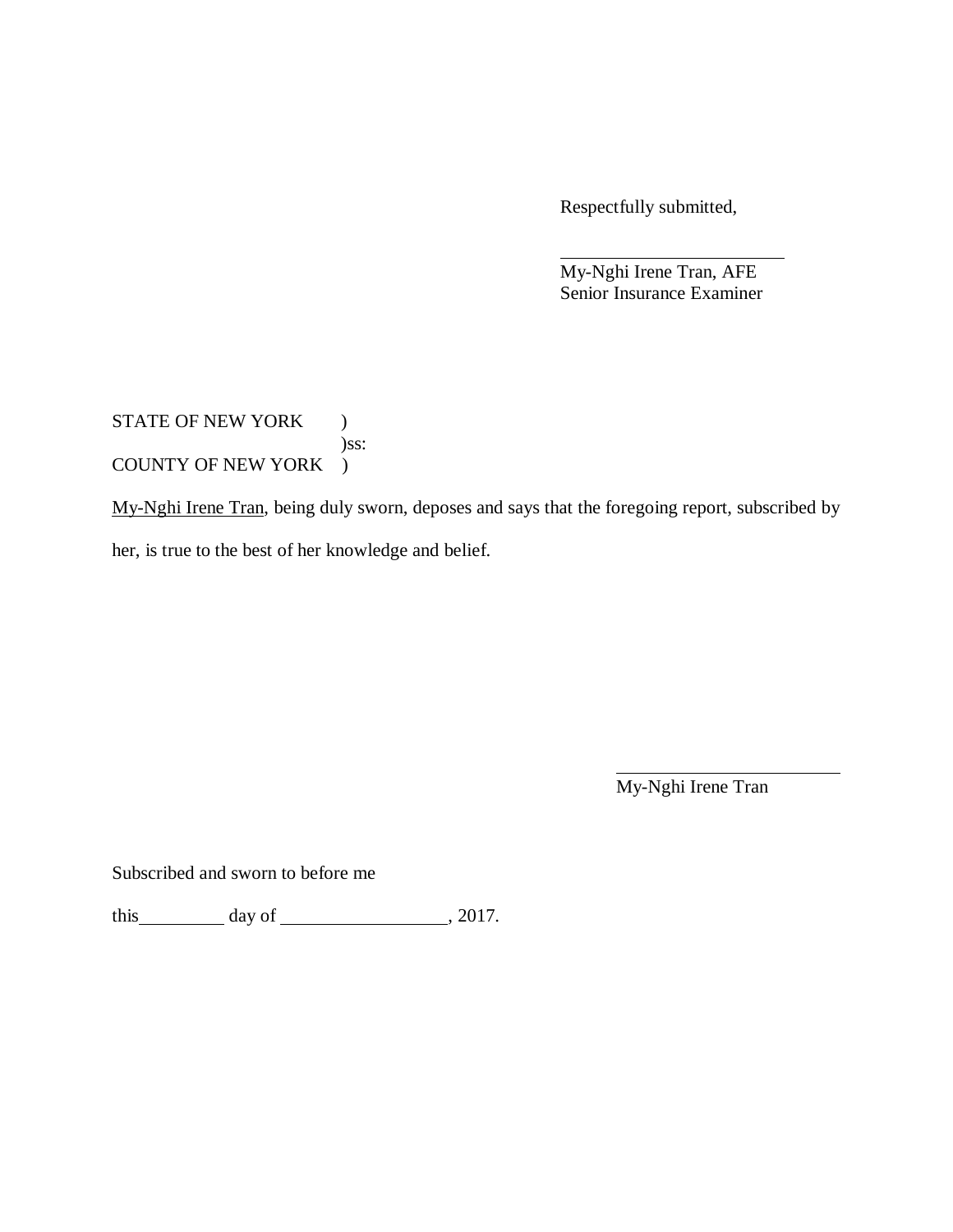Respectfully submitted,

\_\_\_\_\_\_\_\_\_\_\_\_\_\_\_\_\_\_\_\_\_\_\_\_\_\_
My-Nghi Irene Tran, AFE
Senior Insurance Examiner

STATE OF NEW YORK )
)ss:
COUNTY OF NEW YORK )

<u>My-Nghi Irene Tran</u>, being duly sworn, deposes and says that the foregoing report, subscribed by her, is true to the best of her knowledge and belief.

\_\_\_\_\_\_\_\_\_\_\_\_\_\_\_\_\_\_\_\_\_\_\_\_\_\_
My-Nghi Irene Tran

Subscribed and sworn to before me

this\_\_\_\_\_\_\_\_\_\_ day of \_\_\_\_\_\_\_\_\_\_\_\_\_\_\_\_\_\_, 2017.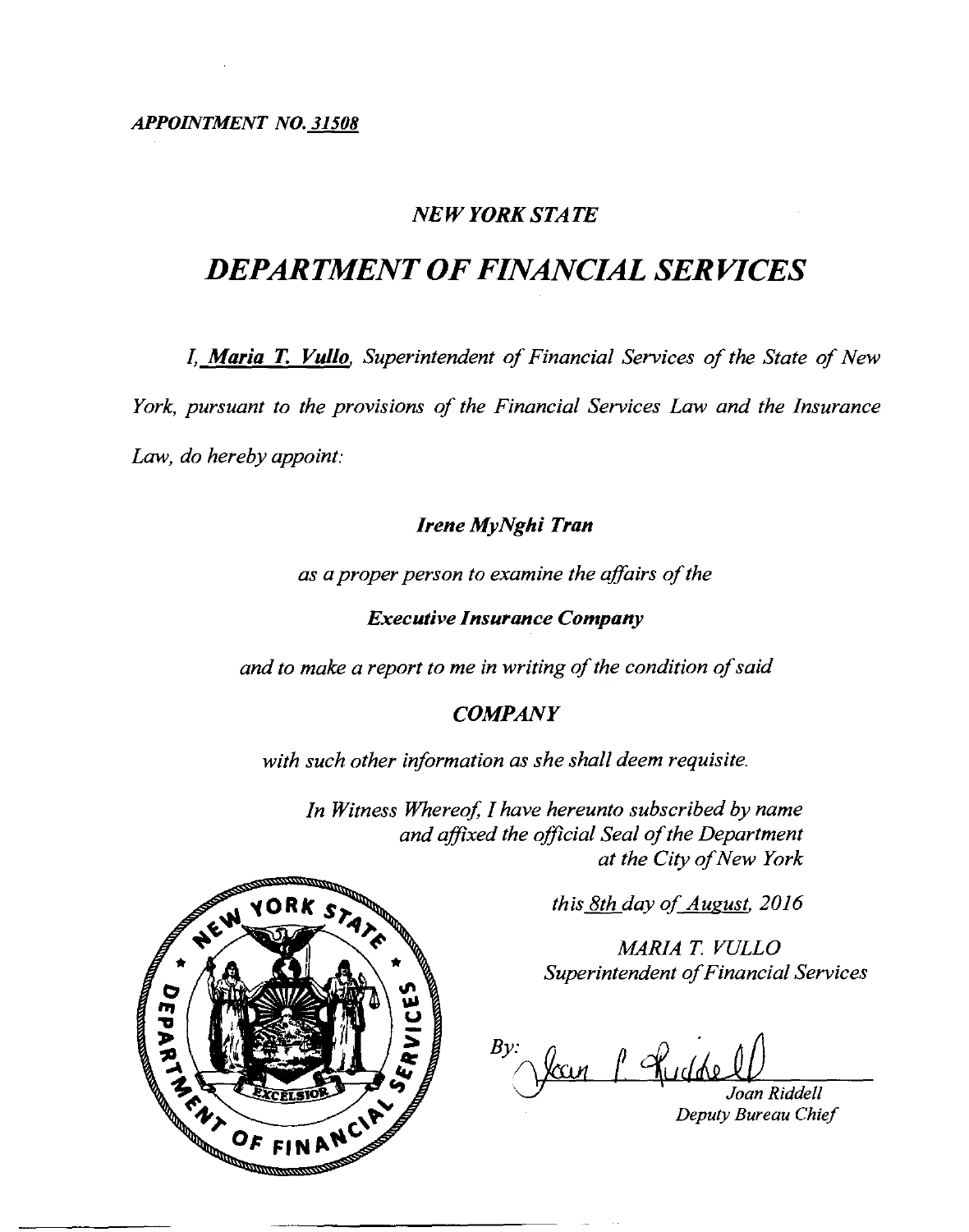*APPOINTMENT NO. 31508*

## *NEW YORK STATE*

# *DEPARTMENT OF FINANCIAL SERVICES*

*I, **Maria T. Vullo**, Superintendent of Financial Services of the State of New York, pursuant to the provisions of the Financial Services Law and the Insurance Law, do hereby appoint:*

***Irene MyNghi Tran***

*as a proper person to examine the affairs of the*

***Executive Insurance Company***

*and to make a report to me in writing of the condition of said*

***COMPANY***

*with such other information as she shall deem requisite.*

*In Witness Whereof, I have hereunto subscribed by name and affixed the official Seal of the Department at the City of New York*

*this 8th day of August, 2016*

*MARIA T. VULLO*
*Superintendent of Financial Services*

*By:* Joan P. Riddell

*Joan Riddell*
*Deputy Bureau Chief*

NEW YORK STATE DEPARTMENT OF FINANCIAL SERVICES
EXCELSIOR